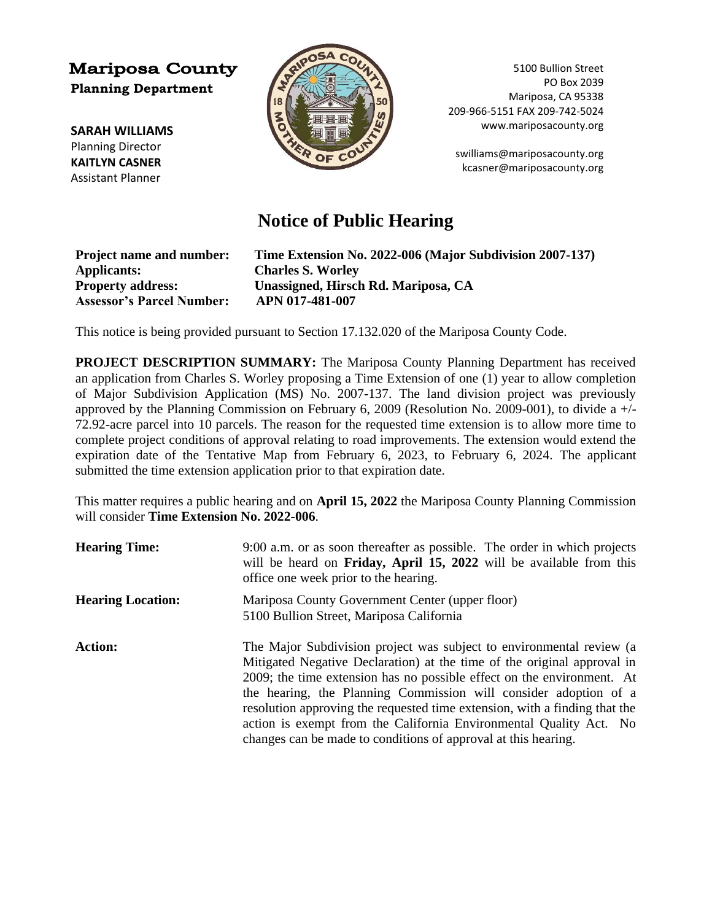**Mariposa County**
**Planning Department**

**SARAH WILLIAMS**
Planning Director
**KAITLYN CASNER**
Assistant Planner

5100 Bullion Street
PO Box 2039
Mariposa, CA 95338
209-966-5151 FAX 209-742-5024
www.mariposacounty.org

swilliams@mariposacounty.org
kcasner@mariposacounty.org

# Notice of Public Hearing

| | |
|---|---|
| **Project name and number:** | **Time Extension No. 2022-006 (Major Subdivision 2007-137)** |
| **Applicants:** | **Charles S. Worley** |
| **Property address:** | **Unassigned, Hirsch Rd. Mariposa, CA** |
| **Assessor's Parcel Number:** | **APN 017-481-007** |

This notice is being provided pursuant to Section 17.132.020 of the Mariposa County Code.

**PROJECT DESCRIPTION SUMMARY:** The Mariposa County Planning Department has received an application from Charles S. Worley proposing a Time Extension of one (1) year to allow completion of Major Subdivision Application (MS) No. 2007-137. The land division project was previously approved by the Planning Commission on February 6, 2009 (Resolution No. 2009-001), to divide a +/- 72.92-acre parcel into 10 parcels. The reason for the requested time extension is to allow more time to complete project conditions of approval relating to road improvements. The extension would extend the expiration date of the Tentative Map from February 6, 2023, to February 6, 2024. The applicant submitted the time extension application prior to that expiration date.

This matter requires a public hearing and on **April 15, 2022** the Mariposa County Planning Commission will consider **Time Extension No. 2022-006**.

**Hearing Time:** 9:00 a.m. or as soon thereafter as possible. The order in which projects will be heard on **Friday, April 15, 2022** will be available from this office one week prior to the hearing.

**Hearing Location:** Mariposa County Government Center (upper floor)
5100 Bullion Street, Mariposa California

**Action:** The Major Subdivision project was subject to environmental review (a Mitigated Negative Declaration) at the time of the original approval in 2009; the time extension has no possible effect on the environment. At the hearing, the Planning Commission will consider adoption of a resolution approving the requested time extension, with a finding that the action is exempt from the California Environmental Quality Act. No changes can be made to conditions of approval at this hearing.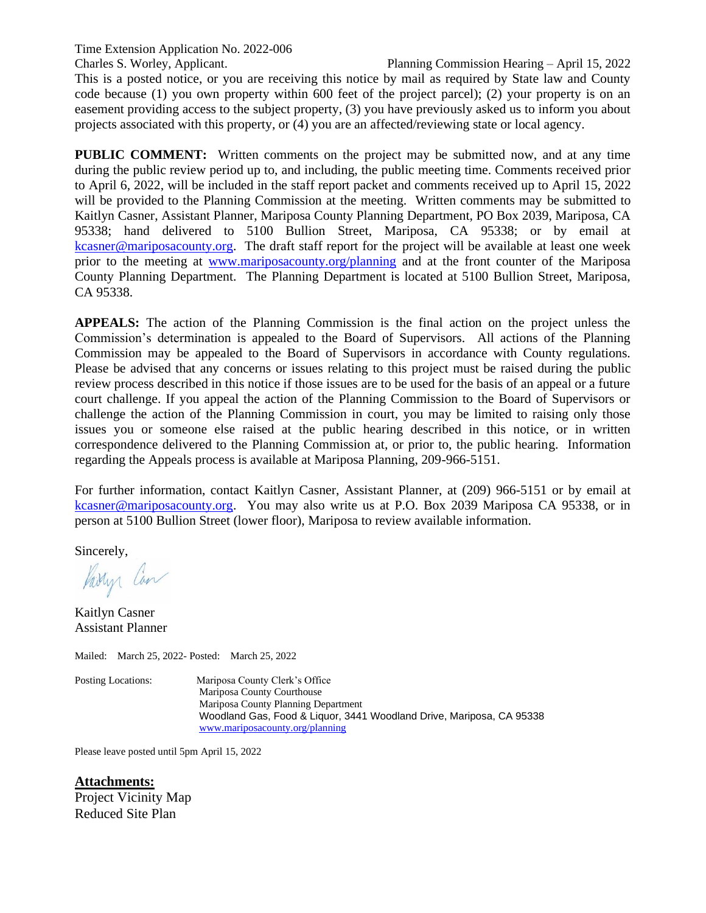Time Extension Application No. 2022-006

Charles S. Worley, Applicant. Planning Commission Hearing – April 15, 2022

This is a posted notice, or you are receiving this notice by mail as required by State law and County code because (1) you own property within 600 feet of the project parcel); (2) your property is on an easement providing access to the subject property, (3) you have previously asked us to inform you about projects associated with this property, or (4) you are an affected/reviewing state or local agency.

**PUBLIC COMMENT:** Written comments on the project may be submitted now, and at any time during the public review period up to, and including, the public meeting time. Comments received prior to April 6, 2022, will be included in the staff report packet and comments received up to April 15, 2022 will be provided to the Planning Commission at the meeting. Written comments may be submitted to Kaitlyn Casner, Assistant Planner, Mariposa County Planning Department, PO Box 2039, Mariposa, CA 95338; hand delivered to 5100 Bullion Street, Mariposa, CA 95338; or by email at kcasner@mariposacounty.org. The draft staff report for the project will be available at least one week prior to the meeting at www.mariposacounty.org/planning and at the front counter of the Mariposa County Planning Department. The Planning Department is located at 5100 Bullion Street, Mariposa, CA 95338.

**APPEALS:** The action of the Planning Commission is the final action on the project unless the Commission's determination is appealed to the Board of Supervisors. All actions of the Planning Commission may be appealed to the Board of Supervisors in accordance with County regulations. Please be advised that any concerns or issues relating to this project must be raised during the public review process described in this notice if those issues are to be used for the basis of an appeal or a future court challenge. If you appeal the action of the Planning Commission to the Board of Supervisors or challenge the action of the Planning Commission in court, you may be limited to raising only those issues you or someone else raised at the public hearing described in this notice, or in written correspondence delivered to the Planning Commission at, or prior to, the public hearing. Information regarding the Appeals process is available at Mariposa Planning, 209-966-5151.

For further information, contact Kaitlyn Casner, Assistant Planner, at (209) 966-5151 or by email at kcasner@mariposacounty.org. You may also write us at P.O. Box 2039 Mariposa CA 95338, or in person at 5100 Bullion Street (lower floor), Mariposa to review available information.

Sincerely,

Kaitlyn Casner
Assistant Planner

Mailed: March 25, 2022- Posted: March 25, 2022

Posting Locations:
Mariposa County Clerk's Office
Mariposa County Courthouse
Mariposa County Planning Department
Woodland Gas, Food & Liquor, 3441 Woodland Drive, Mariposa, CA 95338
www.mariposacounty.org/planning

Please leave posted until 5pm April 15, 2022

**Attachments:**

Project Vicinity Map
Reduced Site Plan